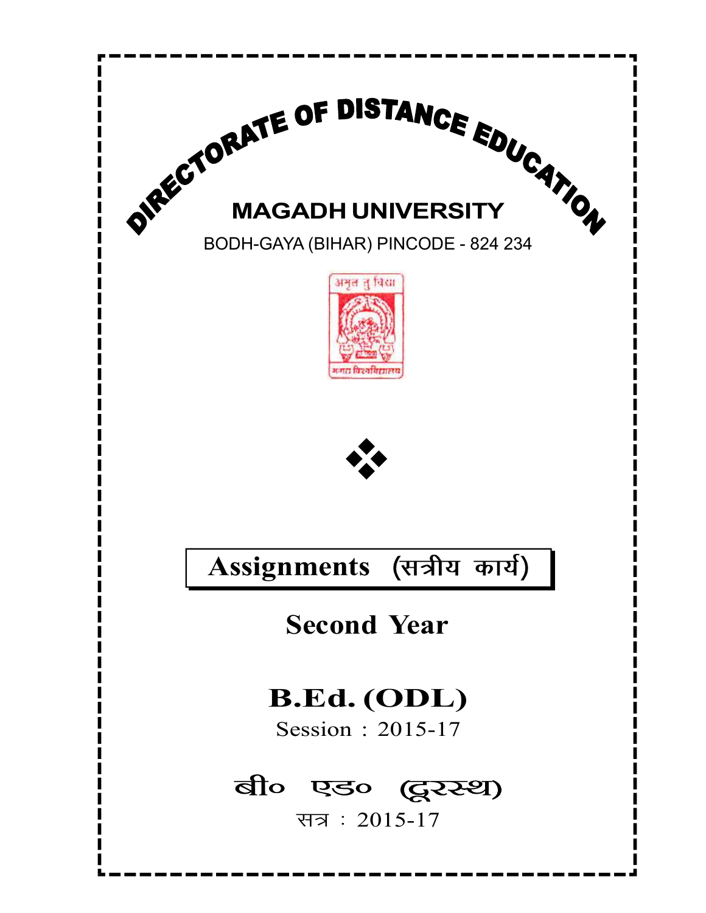# DIRECTORATE OF DISTANCE EDUCATION

## MAGADH UNIVERSITY

BODH-GAYA (BIHAR) PINCODE - 824 234

❖

## Assignments (सत्रीय कार्य)

## Second Year

## B.Ed. (ODL)

Session : 2015-17

## बी० एड० (दूरस्थ)

सत्र : 2015-17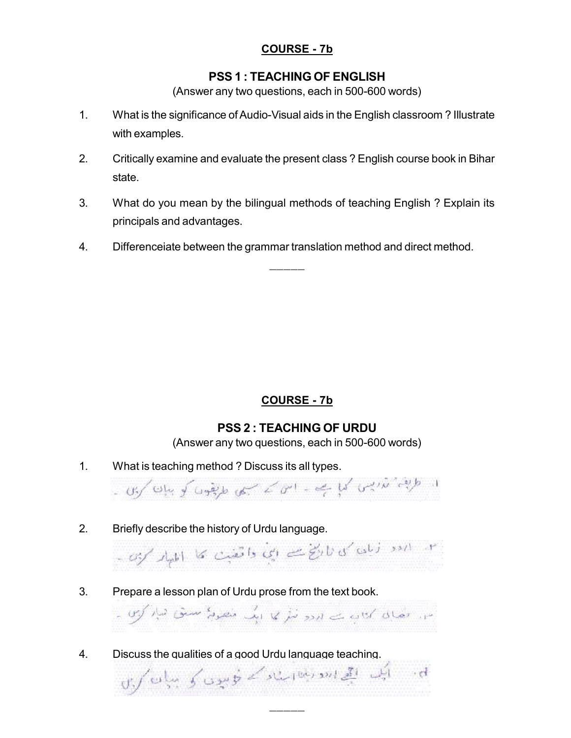## COURSE - 7b

### PSS 1 : TEACHING OF ENGLISH

(Answer any two questions, each in 500-600 words)

1. What is the significance of Audio-Visual aids in the English classroom ? Illustrate with examples.
2. Critically examine and evaluate the present class ? English course book in Bihar state.
3. What do you mean by the bilingual methods of teaching English ? Explain its principals and advantages.
4. Differenceiate between the grammar translation method and direct method.

---

## COURSE - 7b

### PSS 2 : TEACHING OF URDU

(Answer any two questions, each in 500-600 words)

1. What is teaching method ? Discuss its all types.

   ۱۔ طریقہ تدریس کیا ہے۔ اس کے سبھی طریقوں کو بیان کریں۔

2. Briefly describe the history of Urdu language.

   ۲۔ اردو زبان کی تاریخ سے اپنی واقفیت کا اظہار کریں۔

3. Prepare a lesson plan of Urdu prose from the text book.

   ۳۔ نصابی کتاب سے اردو نثر کا ایک منصوبۂ سبق تیار کریں۔

4. Discuss the qualities of a good Urdu language teaching.

   ۴۔ ایک اچھے اردو زبان استاد کے خوبیوں کو بیان کریں۔

---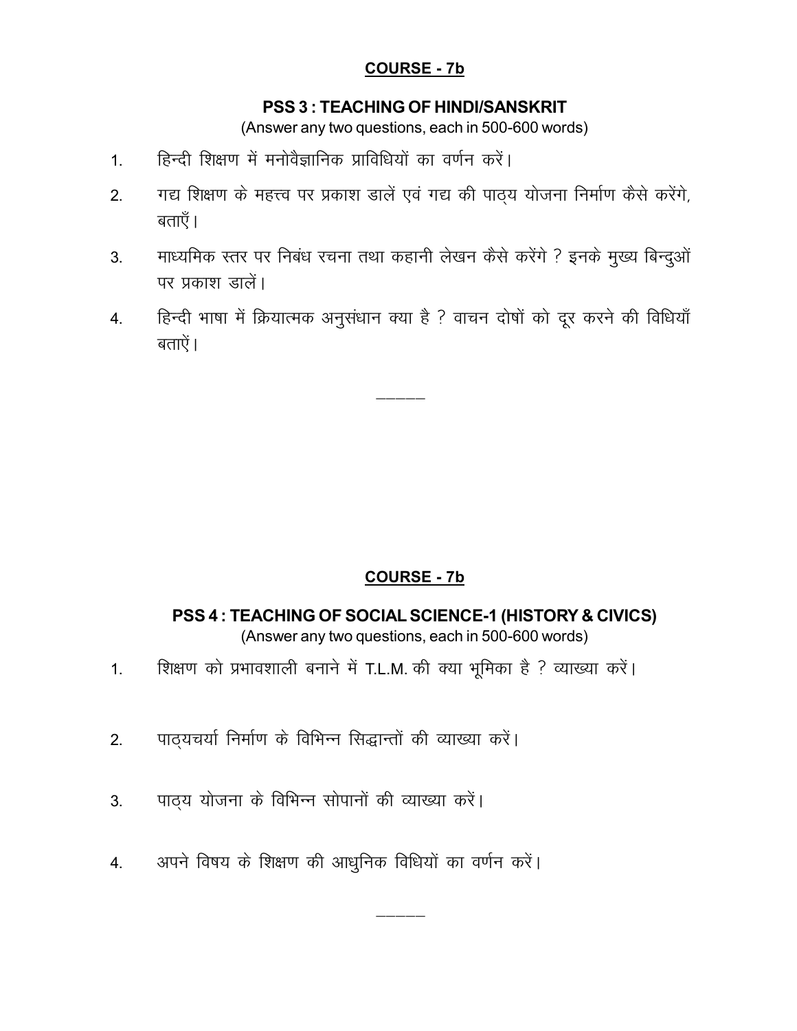## COURSE - 7b

### PSS 3 : TEACHING OF HINDI/SANSKRIT

(Answer any two questions, each in 500-600 words)

1. हिन्दी शिक्षण में मनोवैज्ञानिक प्राविधियों का वर्णन करें।
2. गद्य शिक्षण के महत्त्व पर प्रकाश डालें एवं गद्य की पाठ्य योजना निर्माण कैसे करेंगे, बताएँ।
3. माध्यमिक स्तर पर निबंध रचना तथा कहानी लेखन कैसे करेंगे ? इनके मुख्य बिन्दुओं पर प्रकाश डालें।
4. हिन्दी भाषा में क्रियात्मक अनुसंधान क्या है ? वाचन दोषों को दूर करने की विधियाँ बताऐं।

———

## COURSE - 7b

### PSS 4 : TEACHING OF SOCIAL SCIENCE-1 (HISTORY & CIVICS)

(Answer any two questions, each in 500-600 words)

1. शिक्षण को प्रभावशाली बनाने में T.L.M. की क्या भूमिका है ? व्याख्या करें।
2. पाठ्यचर्या निर्माण के विभिन्न सिद्धान्तों की व्याख्या करें।
3. पाठ्य योजना के विभिन्न सोपानों की व्याख्या करें।
4. अपने विषय के शिक्षण की आधुनिक विधियों का वर्णन करें।

———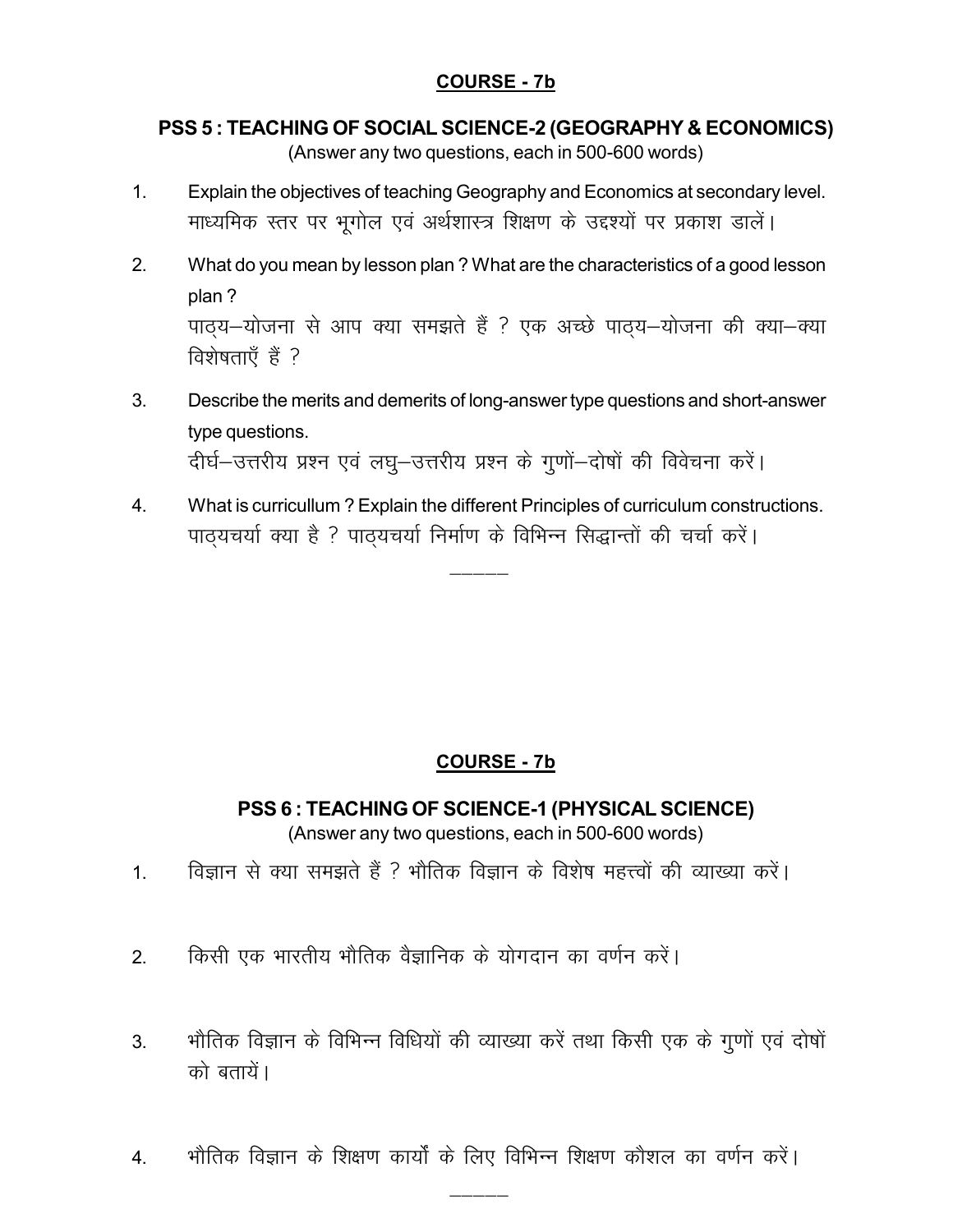## COURSE - 7b

### PSS 5 : TEACHING OF SOCIAL SCIENCE-2 (GEOGRAPHY & ECONOMICS)

(Answer any two questions, each in 500-600 words)

1. Explain the objectives of teaching Geography and Economics at secondary level.
   माध्यमिक स्तर पर भूगोल एवं अर्थशास्त्र शिक्षण के उद्दश्यों पर प्रकाश डालें।

2. What do you mean by lesson plan ? What are the characteristics of a good lesson plan ?
   पाठ्य–योजना से आप क्या समझते हैं ? एक अच्छे पाठ्य–योजना की क्या–क्या विशेषताएँ हैं ?

3. Describe the merits and demerits of long-answer type questions and short-answer type questions.
   दीर्घ–उत्तरीय प्रश्न एवं लघु–उत्तरीय प्रश्न के गुणों–दोषों की विवेचना करें।

4. What is curricullum ? Explain the different Principles of curriculum constructions.
   पाठ्यचर्या क्या है ? पाठ्यचर्या निर्माण के विभिन्न सिद्धान्तों की चर्चा करें।

———

## COURSE - 7b

### PSS 6 : TEACHING OF SCIENCE-1 (PHYSICAL SCIENCE)

(Answer any two questions, each in 500-600 words)

1. विज्ञान से क्या समझते हैं ? भौतिक विज्ञान के विशेष महत्त्वों की व्याख्या करें।

2. किसी एक भारतीय भौतिक वैज्ञानिक के योगदान का वर्णन करें।

3. भौतिक विज्ञान के विभिन्न विधियों की व्याख्या करें तथा किसी एक के गुणों एवं दोषों को बतायें।

4. भौतिक विज्ञान के शिक्षण कार्यों के लिए विभिन्न शिक्षण कौशल का वर्णन करें।

———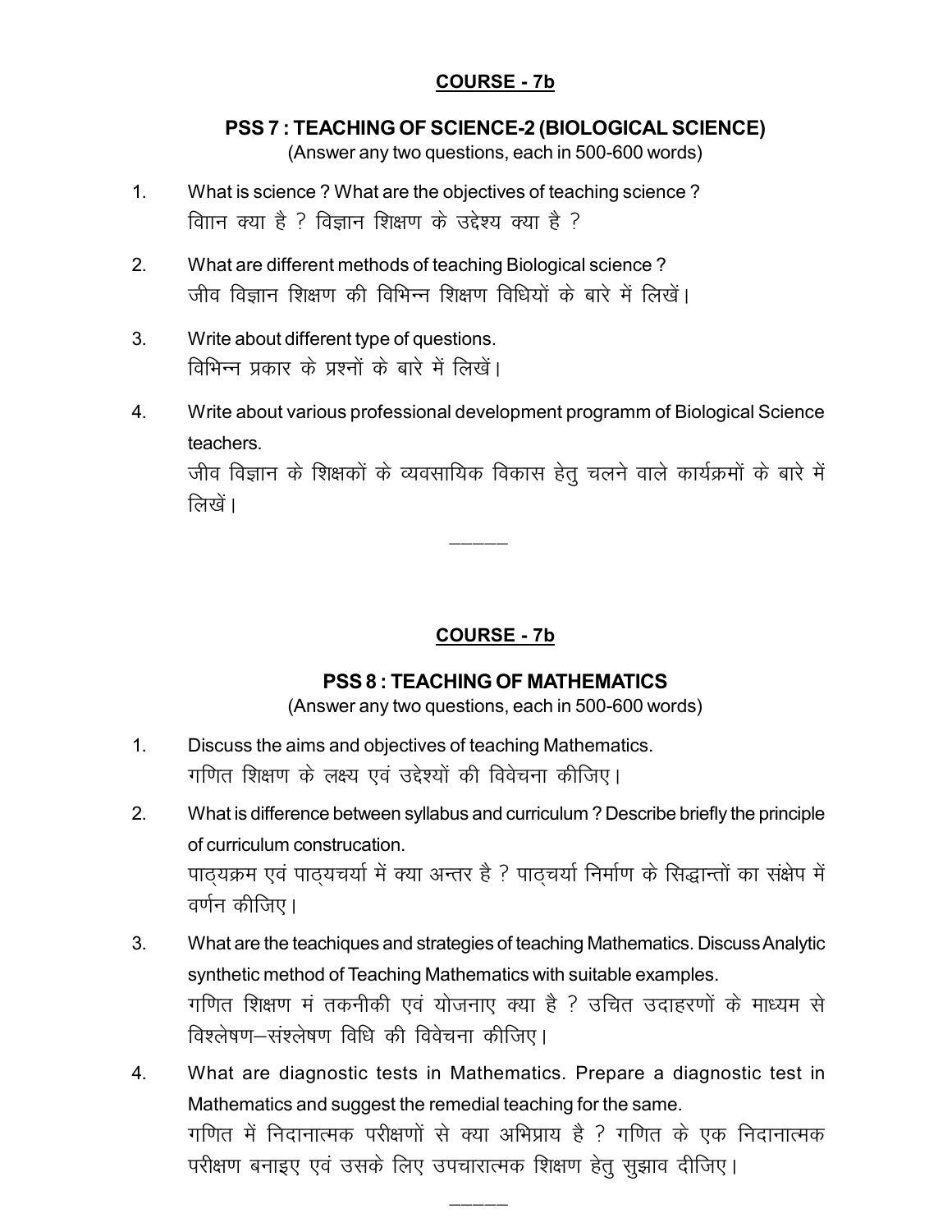## COURSE - 7b

### PSS 7 : TEACHING OF SCIENCE-2 (BIOLOGICAL SCIENCE)

(Answer any two questions, each in 500-600 words)

1. What is science ? What are the objectives of teaching science ?
   विाान क्या है ? विज्ञान शिक्षण के उद्देश्य क्या है ?

2. What are different methods of teaching Biological science ?
   जीव विज्ञान शिक्षण की विभिन्न शिक्षण विधियों के बारे में लिखें।

3. Write about different type of questions.
   विभिन्न प्रकार के प्रश्नों के बारे में लिखें।

4. Write about various professional development programm of Biological Science teachers.
   जीव विज्ञान के शिक्षकों के व्यवसायिक विकास हेतु चलने वाले कार्यक्रमों के बारे में लिखें।

———

## COURSE - 7b

### PSS 8 : TEACHING OF MATHEMATICS

(Answer any two questions, each in 500-600 words)

1. Discuss the aims and objectives of teaching Mathematics.
   गणित शिक्षण के लक्ष्य एवं उद्देश्यों की विवेचना कीजिए।

2. What is difference between syllabus and curriculum ? Describe briefly the principle of curriculum construcation.
   पाठ्यक्रम एवं पाठ्यचर्या में क्या अन्तर है ? पाठ्चर्या निर्माण के सिद्धान्तों का संक्षेप में वर्णन कीजिए।

3. What are the teachiques and strategies of teaching Mathematics. Discuss Analytic synthetic method of Teaching Mathematics with suitable examples.
   गणित शिक्षण मं तकनीकी एवं योजनाए क्या है ? उचित उदाहरणों के माध्यम से विश्लेषण–संश्लेषण विधि की विवेचना कीजिए।

4. What are diagnostic tests in Mathematics. Prepare a diagnostic test in Mathematics and suggest the remedial teaching for the same.
   गणित में निदानात्मक परीक्षणों से क्या अभिप्राय है ? गणित के एक निदानात्मक परीक्षण बनाइए एवं उसके लिए उपचारात्मक शिक्षण हेतु सुझाव दीजिए।

———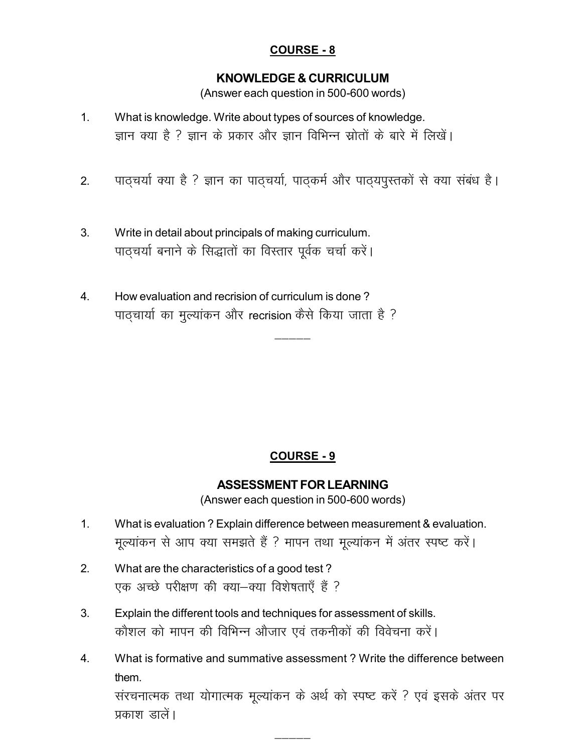## COURSE - 8

### KNOWLEDGE & CURRICULUM

(Answer each question in 500-600 words)

1. What is knowledge. Write about types of sources of knowledge.
   ज्ञान क्या है ? ज्ञान के प्रकार और ज्ञान विभिन्न स्रोतों के बारे में लिखें।

2. पाठ्चर्या क्या है ? ज्ञान का पाठ्चर्या, पाठ्कर्म और पाठ्यपुस्तकों से क्या संबंध है।

3. Write in detail about principals of making curriculum.
   पाठ्चर्या बनाने के सिद्धातों का विस्तार पूर्वक चर्चा करें।

4. How evaluation and recrision of curriculum is done ?
   पाठ्चार्या का मुल्यांकन और recrision कैसे किया जाता है ?

———

## COURSE - 9

### ASSESSMENT FOR LEARNING

(Answer each question in 500-600 words)

1. What is evaluation ? Explain difference between measurement & evaluation.
   मूल्यांकन से आप क्या समझते हैं ? मापन तथा मूल्यांकन में अंतर स्पष्ट करें।

2. What are the characteristics of a good test ?
   एक अच्छे परीक्षण की क्या–क्या विशेषताएँ हैं ?

3. Explain the different tools and techniques for assessment of skills.
   कौशल को मापन की विभिन्न औजार एवं तकनीकों की विवेचना करें।

4. What is formative and summative assessment ? Write the difference between them.
   संरचनात्मक तथा योगात्मक मूल्यांकन के अर्थ को स्पष्ट करें ? एवं इसके अंतर पर प्रकाश डालें।

———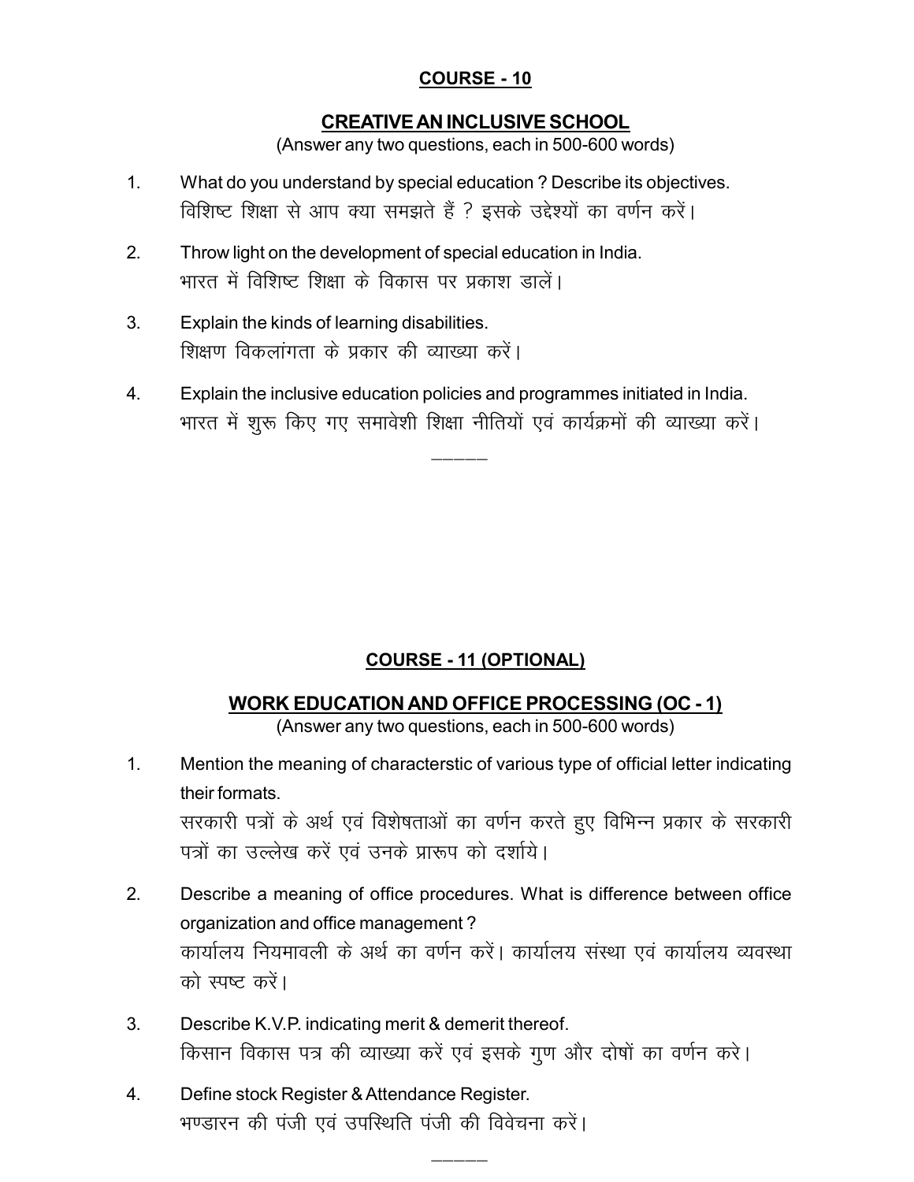## COURSE - 10

## CREATIVE AN INCLUSIVE SCHOOL

(Answer any two questions, each in 500-600 words)

1. What do you understand by special education ? Describe its objectives.
   विशिष्ट शिक्षा से आप क्या समझते हैं ? इसके उद्देश्यों का वर्णन करें।

2. Throw light on the development of special education in India.
   भारत में विशिष्ट शिक्षा के विकास पर प्रकाश डालें।

3. Explain the kinds of learning disabilities.
   शिक्षण विकलांगता के प्रकार की व्याख्या करें।

4. Explain the inclusive education policies and programmes initiated in India.
   भारत में शुरू किए गए समावेशी शिक्षा नीतियों एवं कार्यक्रमों की व्याख्या करें।

---

## COURSE - 11 (OPTIONAL)

## WORK EDUCATION AND OFFICE PROCESSING (OC - 1)

(Answer any two questions, each in 500-600 words)

1. Mention the meaning of characterstic of various type of official letter indicating their formats.
   सरकारी पत्रों के अर्थ एवं विशेषताओं का वर्णन करते हुए विभिन्न प्रकार के सरकारी पत्रों का उल्लेख करें एवं उनके प्रारूप को दर्शाये।

2. Describe a meaning of office procedures. What is difference between office organization and office management ?
   कार्यालय नियमावली के अर्थ का वर्णन करें। कार्यालय संस्था एवं कार्यालय व्यवस्था को स्पष्ट करें।

3. Describe K.V.P. indicating merit & demerit thereof.
   किसान विकास पत्र की व्याख्या करें एवं इसके गुण और दोषों का वर्णन करे।

4. Define stock Register & Attendance Register.
   भण्डारन की पंजी एवं उपस्थिति पंजी की विवेचना करें।

---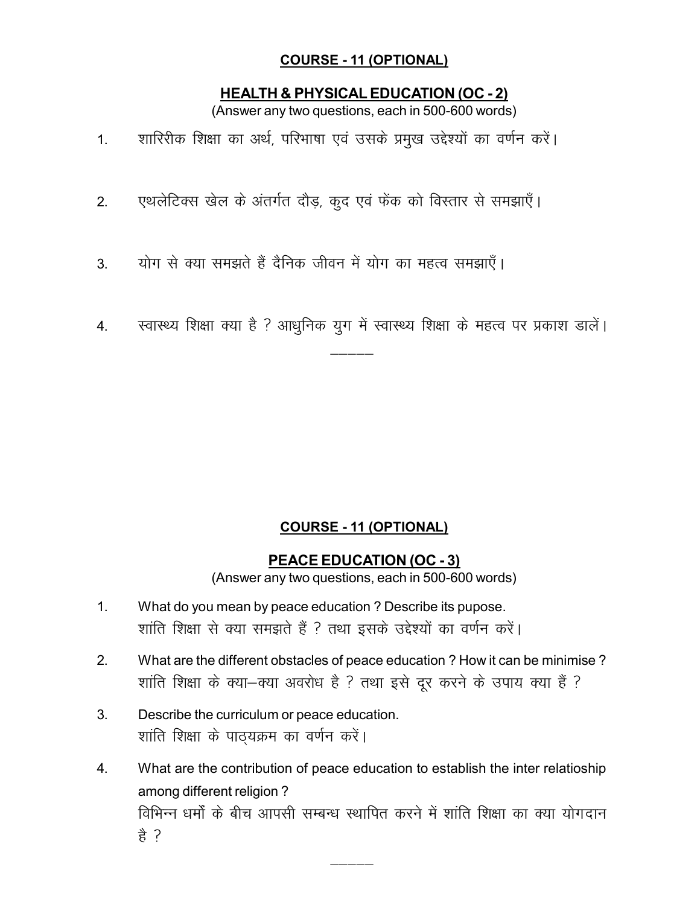**COURSE - 11 (OPTIONAL)**

**HEALTH & PHYSICAL EDUCATION (OC - 2)**

(Answer any two questions, each in 500-600 words)

1. शारिरीक शिक्षा का अर्थ, परिभाषा एवं उसके प्रमुख उद्देश्यों का वर्णन करें।

2. एथलेटिक्स खेल के अंतर्गत दौड़, कुद एवं फेंक को विस्तार से समझाएँ।

3. योग से क्या समझते हैं दैनिक जीवन में योग का महत्व समझाएँ।

4. स्वास्थ्य शिक्षा क्या है ? आधुनिक युग में स्वास्थ्य शिक्षा के महत्व पर प्रकाश डालें।

———

**COURSE - 11 (OPTIONAL)**

**PEACE EDUCATION (OC - 3)**

(Answer any two questions, each in 500-600 words)

1. What do you mean by peace education ? Describe its pupose.
   शांति शिक्षा से क्या समझते हैं ? तथा इसके उद्देश्यों का वर्णन करें।

2. What are the different obstacles of peace education ? How it can be minimise ?
   शांति शिक्षा के क्या–क्या अवरोध है ? तथा इसे दूर करने के उपाय क्या हैं ?

3. Describe the curriculum or peace education.
   शांति शिक्षा के पाठ्यक्रम का वर्णन करें।

4. What are the contribution of peace education to establish the inter relatioship among different religion ?
   विभिन्न धर्मों के बीच आपसी सम्बन्ध स्थापित करने में शांति शिक्षा का क्या योगदान है ?

———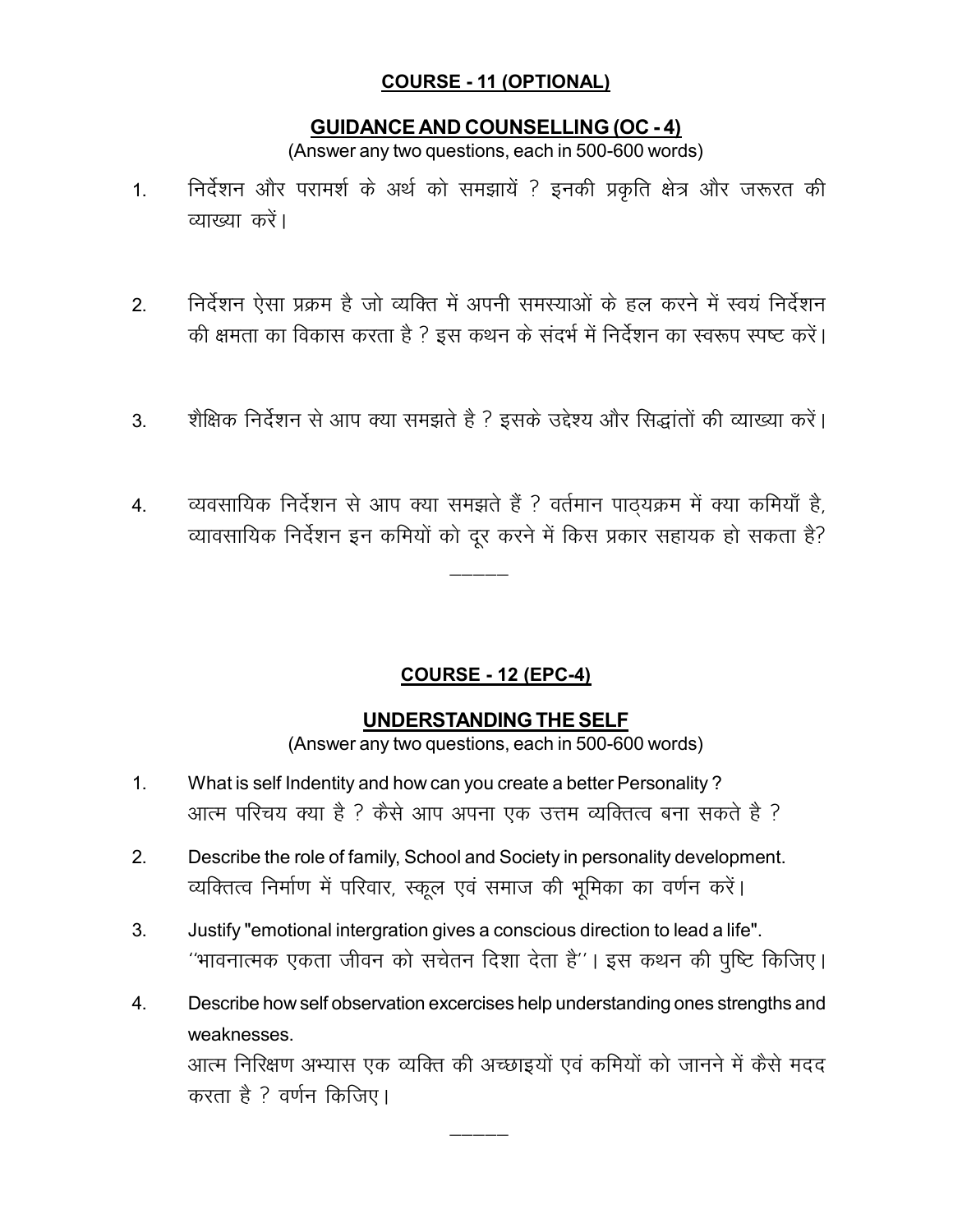## COURSE - 11 (OPTIONAL)

## GUIDANCE AND COUNSELLING (OC - 4)

(Answer any two questions, each in 500-600 words)

1. निर्देशन और परामर्श के अर्थ को समझायें ? इनकी प्रकृति क्षेत्र और जरूरत की व्याख्या करें।

2. निर्देशन ऐसा प्रक्रम है जो व्यक्ति में अपनी समस्याओं के हल करने में स्वयं निर्देशन की क्षमता का विकास करता है ? इस कथन के संदर्भ में निर्देशन का स्वरूप स्पष्ट करें।

3. शैक्षिक निर्देशन से आप क्या समझते है ? इसके उद्देश्य और सिद्धांतों की व्याख्या करें।

4. व्यवसायिक निर्देशन से आप क्या समझते हैं ? वर्तमान पाठ्यक्रम में क्या कमियाँ है, व्यावसायिक निर्देशन इन कमियों को दूर करने में किस प्रकार सहायक हो सकता है?

——

## COURSE - 12 (EPC-4)

## UNDERSTANDING THE SELF

(Answer any two questions, each in 500-600 words)

1. What is self Indentity and how can you create a better Personality ?
   आत्म परिचय क्या है ? कैसे आप अपना एक उत्तम व्यक्तित्व बना सकते है ?

2. Describe the role of family, School and Society in personality development.
   व्यक्तित्व निर्माण में परिवार, स्कूल एवं समाज की भूमिका का वर्णन करें।

3. Justify "emotional intergration gives a conscious direction to lead a life".
   ''भावनात्मक एकता जीवन को सचेतन दिशा देता है''। इस कथन की पुष्टि किजिए।

4. Describe how self observation excercises help understanding ones strengths and weaknesses.
   आत्म निरिक्षण अभ्यास एक व्यक्ति की अच्छाइयों एवं कमियों को जानने में कैसे मदद करता है ? वर्णन किजिए।

——